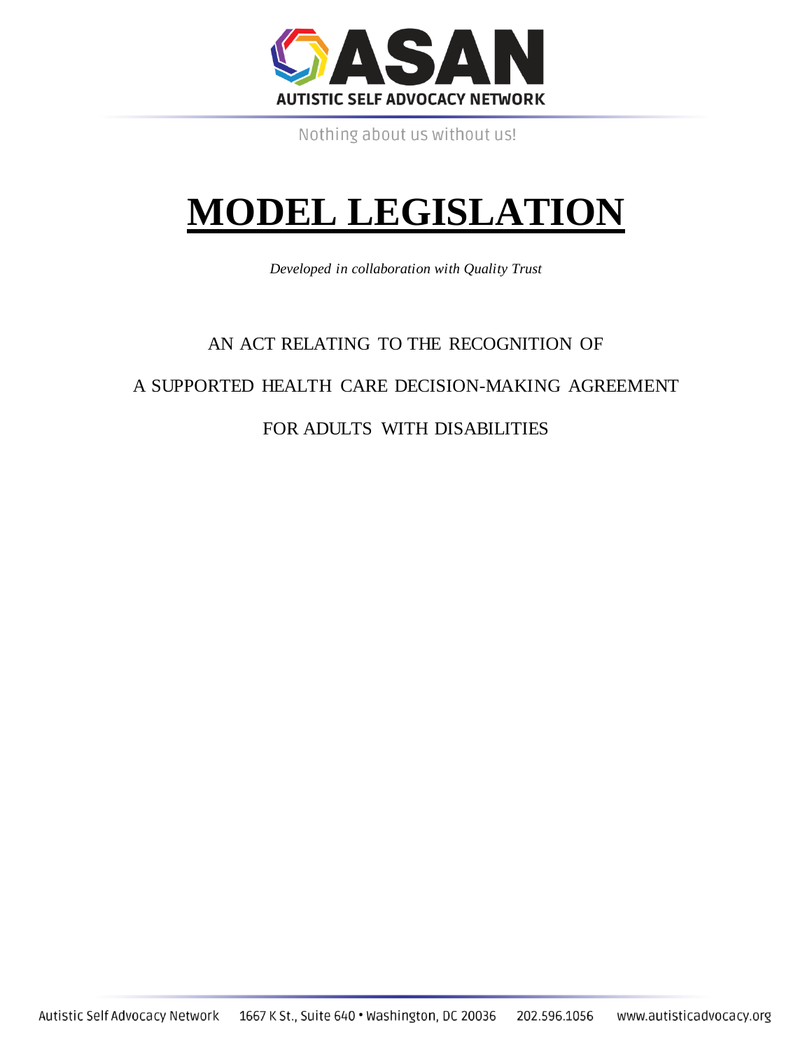ASAN

AUTISTIC SELF ADVOCACY NETWORK

Nothing about us without us!

# MODEL LEGISLATION

*Developed in collaboration with Quality Trust*

AN ACT RELATING TO THE RECOGNITION OF

A SUPPORTED HEALTH CARE DECISION-MAKING AGREEMENT

FOR ADULTS WITH DISABILITIES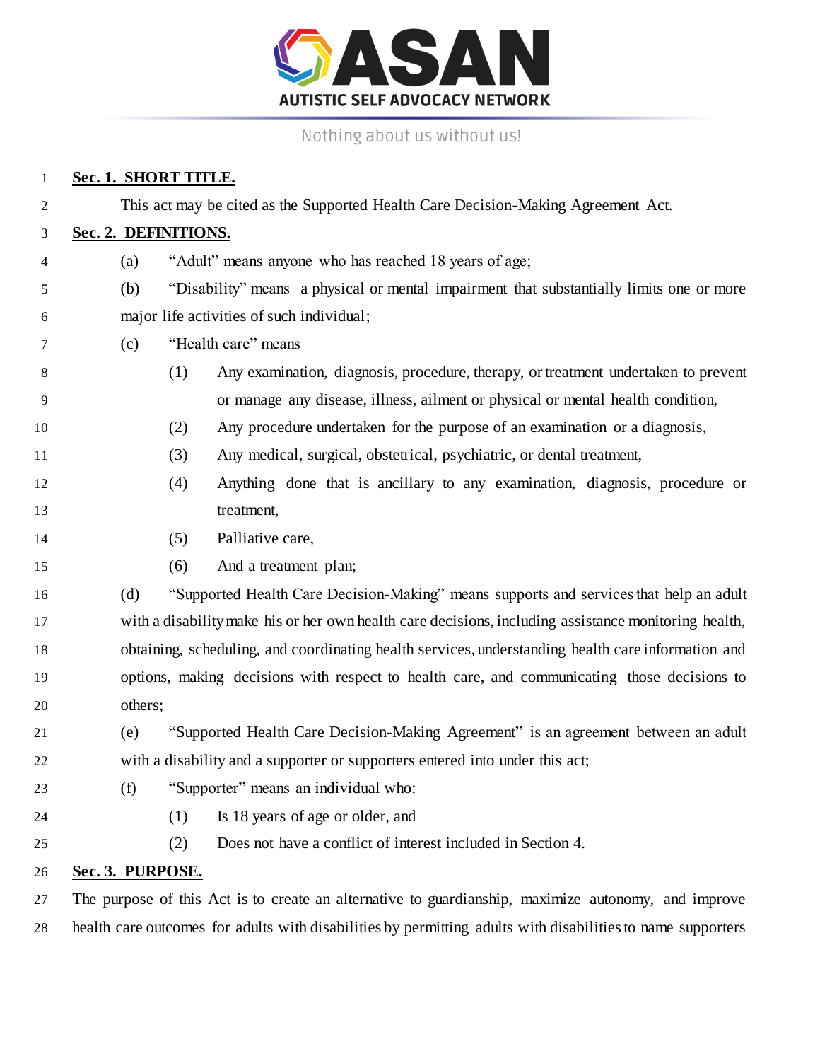**Sec. 1. SHORT TITLE.**

This act may be cited as the Supported Health Care Decision-Making Agreement Act.

**Sec. 2. DEFINITIONS.**

(a) "Adult" means anyone who has reached 18 years of age;

(b) "Disability" means a physical or mental impairment that substantially limits one or more major life activities of such individual;

(c) "Health care" means

(1) Any examination, diagnosis, procedure, therapy, or treatment undertaken to prevent or manage any disease, illness, ailment or physical or mental health condition,

(2) Any procedure undertaken for the purpose of an examination or a diagnosis,

(3) Any medical, surgical, obstetrical, psychiatric, or dental treatment,

(4) Anything done that is ancillary to any examination, diagnosis, procedure or treatment,

(5) Palliative care,

(6) And a treatment plan;

(d) "Supported Health Care Decision-Making" means supports and services that help an adult with a disability make his or her own health care decisions, including assistance monitoring health, obtaining, scheduling, and coordinating health services, understanding health care information and options, making decisions with respect to health care, and communicating those decisions to others;

(e) "Supported Health Care Decision-Making Agreement" is an agreement between an adult with a disability and a supporter or supporters entered into under this act;

(f) "Supporter" means an individual who:

(1) Is 18 years of age or older, and

(2) Does not have a conflict of interest included in Section 4.

**Sec. 3. PURPOSE.**

The purpose of this Act is to create an alternative to guardianship, maximize autonomy, and improve health care outcomes for adults with disabilities by permitting adults with disabilities to name supporters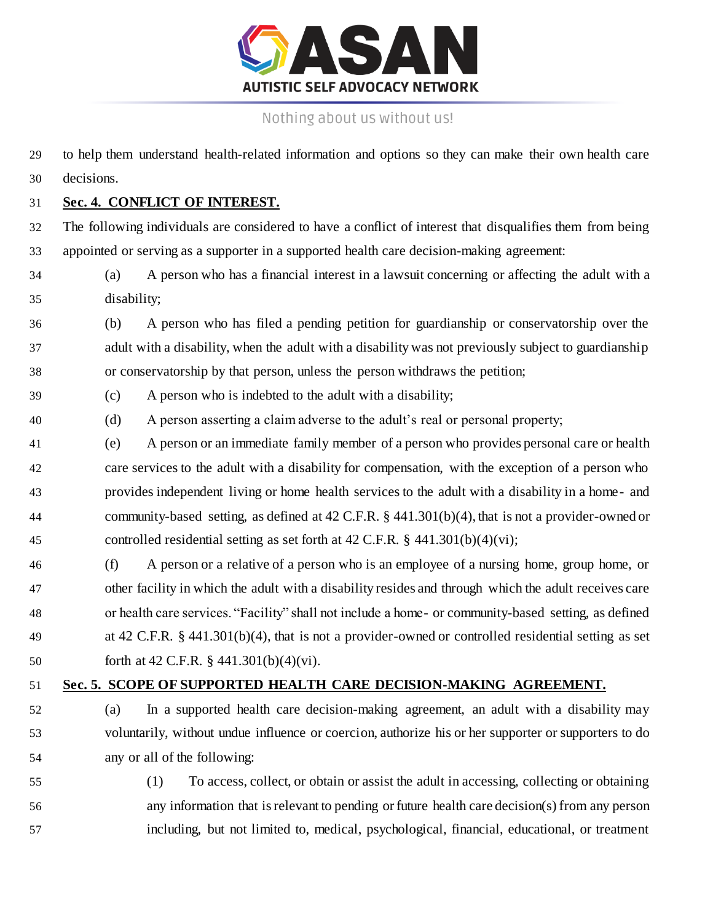to help them understand health-related information and options so they can make their own health care decisions.

**Sec. 4. CONFLICT OF INTEREST.**

The following individuals are considered to have a conflict of interest that disqualifies them from being appointed or serving as a supporter in a supported health care decision-making agreement:

(a) A person who has a financial interest in a lawsuit concerning or affecting the adult with a disability;

(b) A person who has filed a pending petition for guardianship or conservatorship over the adult with a disability, when the adult with a disability was not previously subject to guardianship or conservatorship by that person, unless the person withdraws the petition;

(c) A person who is indebted to the adult with a disability;

(d) A person asserting a claim adverse to the adult's real or personal property;

(e) A person or an immediate family member of a person who provides personal care or health care services to the adult with a disability for compensation, with the exception of a person who provides independent living or home health services to the adult with a disability in a home- and community-based setting, as defined at 42 C.F.R. § 441.301(b)(4), that is not a provider-owned or controlled residential setting as set forth at 42 C.F.R. § 441.301(b)(4)(vi);

(f) A person or a relative of a person who is an employee of a nursing home, group home, or other facility in which the adult with a disability resides and through which the adult receives care or health care services. "Facility" shall not include a home- or community-based setting, as defined at 42 C.F.R. § 441.301(b)(4), that is not a provider-owned or controlled residential setting as set forth at 42 C.F.R. § 441.301(b)(4)(vi).

**Sec. 5. SCOPE OF SUPPORTED HEALTH CARE DECISION-MAKING AGREEMENT.**

(a) In a supported health care decision-making agreement, an adult with a disability may voluntarily, without undue influence or coercion, authorize his or her supporter or supporters to do any or all of the following:

(1) To access, collect, or obtain or assist the adult in accessing, collecting or obtaining any information that is relevant to pending or future health care decision(s) from any person including, but not limited to, medical, psychological, financial, educational, or treatment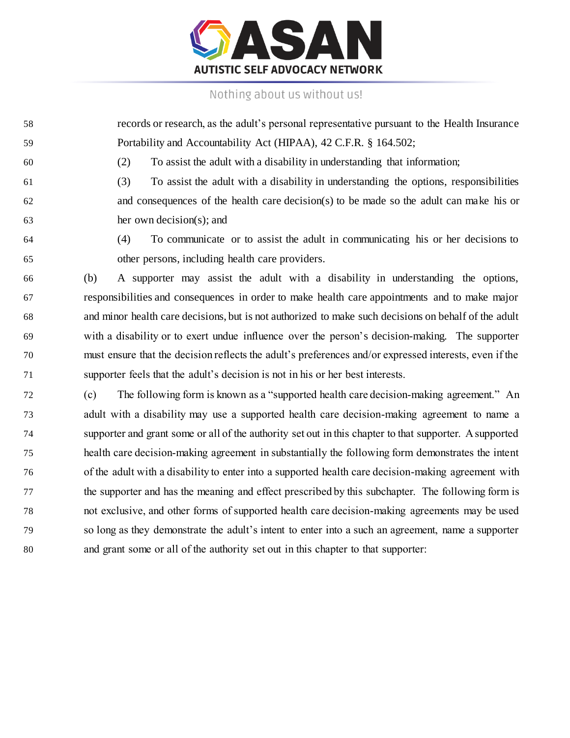records or research, as the adult's personal representative pursuant to the Health Insurance Portability and Accountability Act (HIPAA), 42 C.F.R. § 164.502;

(2) To assist the adult with a disability in understanding that information;

(3) To assist the adult with a disability in understanding the options, responsibilities and consequences of the health care decision(s) to be made so the adult can make his or her own decision(s); and

(4) To communicate or to assist the adult in communicating his or her decisions to other persons, including health care providers.

(b) A supporter may assist the adult with a disability in understanding the options, responsibilities and consequences in order to make health care appointments and to make major and minor health care decisions, but is not authorized to make such decisions on behalf of the adult with a disability or to exert undue influence over the person's decision-making. The supporter must ensure that the decision reflects the adult's preferences and/or expressed interests, even if the supporter feels that the adult's decision is not in his or her best interests.

(c) The following form is known as a "supported health care decision-making agreement." An adult with a disability may use a supported health care decision-making agreement to name a supporter and grant some or all of the authority set out in this chapter to that supporter. A supported health care decision-making agreement in substantially the following form demonstrates the intent of the adult with a disability to enter into a supported health care decision-making agreement with the supporter and has the meaning and effect prescribed by this subchapter. The following form is not exclusive, and other forms of supported health care decision-making agreements may be used so long as they demonstrate the adult's intent to enter into a such an agreement, name a supporter and grant some or all of the authority set out in this chapter to that supporter: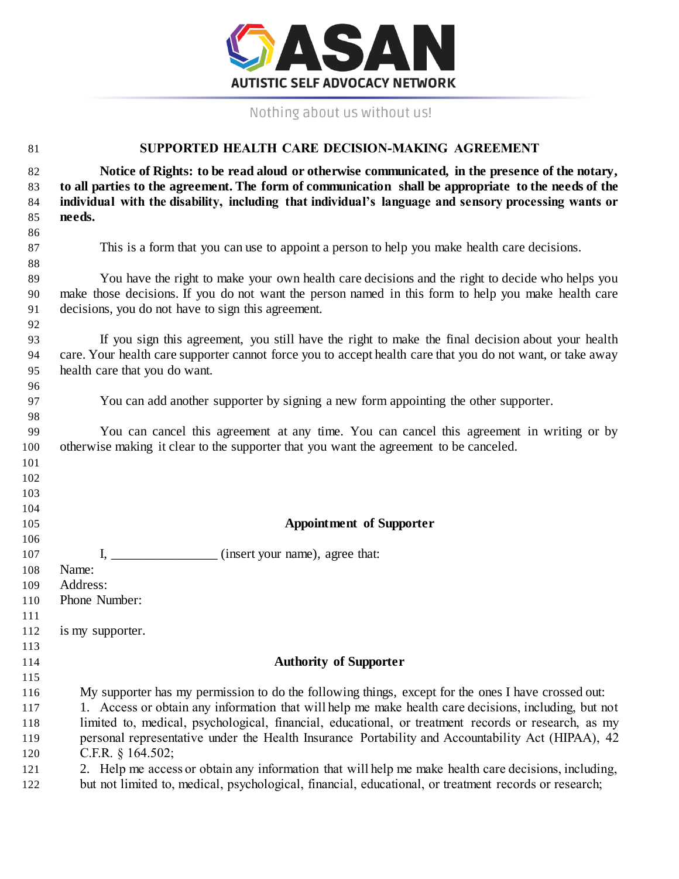## SUPPORTED HEALTH CARE DECISION-MAKING AGREEMENT

**Notice of Rights: to be read aloud or otherwise communicated, in the presence of the notary, to all parties to the agreement. The form of communication shall be appropriate to the needs of the individual with the disability, including that individual's language and sensory processing wants or needs.**

This is a form that you can use to appoint a person to help you make health care decisions.

You have the right to make your own health care decisions and the right to decide who helps you make those decisions. If you do not want the person named in this form to help you make health care decisions, you do not have to sign this agreement.

If you sign this agreement, you still have the right to make the final decision about your health care. Your health care supporter cannot force you to accept health care that you do not want, or take away health care that you do want.

You can add another supporter by signing a new form appointing the other supporter.

You can cancel this agreement at any time. You can cancel this agreement in writing or by otherwise making it clear to the supporter that you want the agreement to be canceled.

### Appointment of Supporter

I, ________________ (insert your name), agree that:

Name:

Address:

Phone Number:

is my supporter.

### Authority of Supporter

My supporter has my permission to do the following things, except for the ones I have crossed out:

1. Access or obtain any information that will help me make health care decisions, including, but not limited to, medical, psychological, financial, educational, or treatment records or research, as my personal representative under the Health Insurance Portability and Accountability Act (HIPAA), 42 C.F.R. § 164.502;
2. Help me access or obtain any information that will help me make health care decisions, including, but not limited to, medical, psychological, financial, educational, or treatment records or research;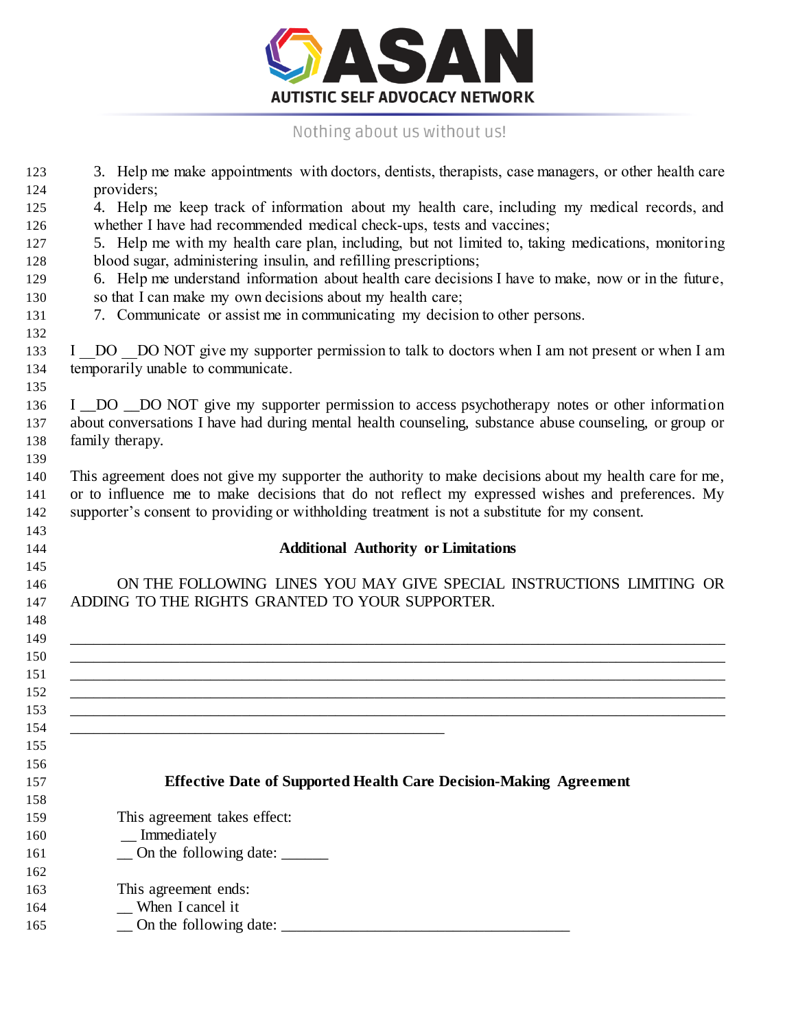3. Help me make appointments with doctors, dentists, therapists, case managers, or other health care providers;
4. Help me keep track of information about my health care, including my medical records, and whether I have had recommended medical check-ups, tests and vaccines;
5. Help me with my health care plan, including, but not limited to, taking medications, monitoring blood sugar, administering insulin, and refilling prescriptions;
6. Help me understand information about health care decisions I have to make, now or in the future, so that I can make my own decisions about my health care;
7. Communicate or assist me in communicating my decision to other persons.

I __DO __DO NOT give my supporter permission to talk to doctors when I am not present or when I am temporarily unable to communicate.

I __DO __DO NOT give my supporter permission to access psychotherapy notes or other information about conversations I have had during mental health counseling, substance abuse counseling, or group or family therapy.

This agreement does not give my supporter the authority to make decisions about my health care for me, or to influence me to make decisions that do not reflect my expressed wishes and preferences. My supporter's consent to providing or withholding treatment is not a substitute for my consent.

**Additional Authority or Limitations**

ON THE FOLLOWING LINES YOU MAY GIVE SPECIAL INSTRUCTIONS LIMITING OR ADDING TO THE RIGHTS GRANTED TO YOUR SUPPORTER.

________________________________________________________________________________
________________________________________________________________________________
________________________________________________________________________________
________________________________________________________________________________
________________________________________________________________________________
______________________________________________

**Effective Date of Supported Health Care Decision-Making Agreement**

This agreement takes effect:
__ Immediately
__ On the following date: ______

This agreement ends:
__ When I cancel it
__ On the following date: ___________________________________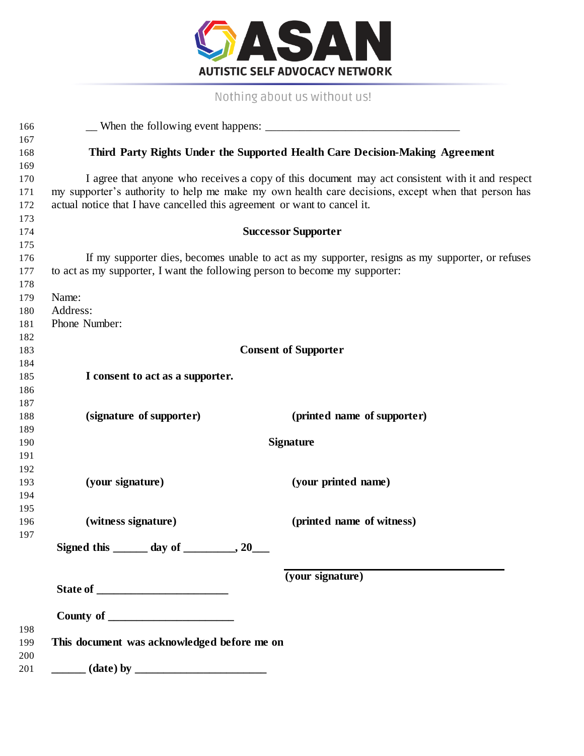__ When the following event happens: ___________________________________

**Third Party Rights Under the Supported Health Care Decision-Making Agreement**

I agree that anyone who receives a copy of this document may act consistent with it and respect my supporter's authority to help me make my own health care decisions, except when that person has actual notice that I have cancelled this agreement or want to cancel it.

**Successor Supporter**

If my supporter dies, becomes unable to act as my supporter, resigns as my supporter, or refuses to act as my supporter, I want the following person to become my supporter:

Name:
Address:
Phone Number:

**Consent of Supporter**

**I consent to act as a supporter.**

**(signature of supporter)** **(printed name of supporter)**

**Signature**

**(your signature)** **(your printed name)**

**(witness signature)** **(printed name of witness)**

**Signed this ______ day of _________, 20___**

**(your signature)**

**State of _______________________**

**County of ______________________**

**This document was acknowledged before me on**

**______ (date) by _______________________**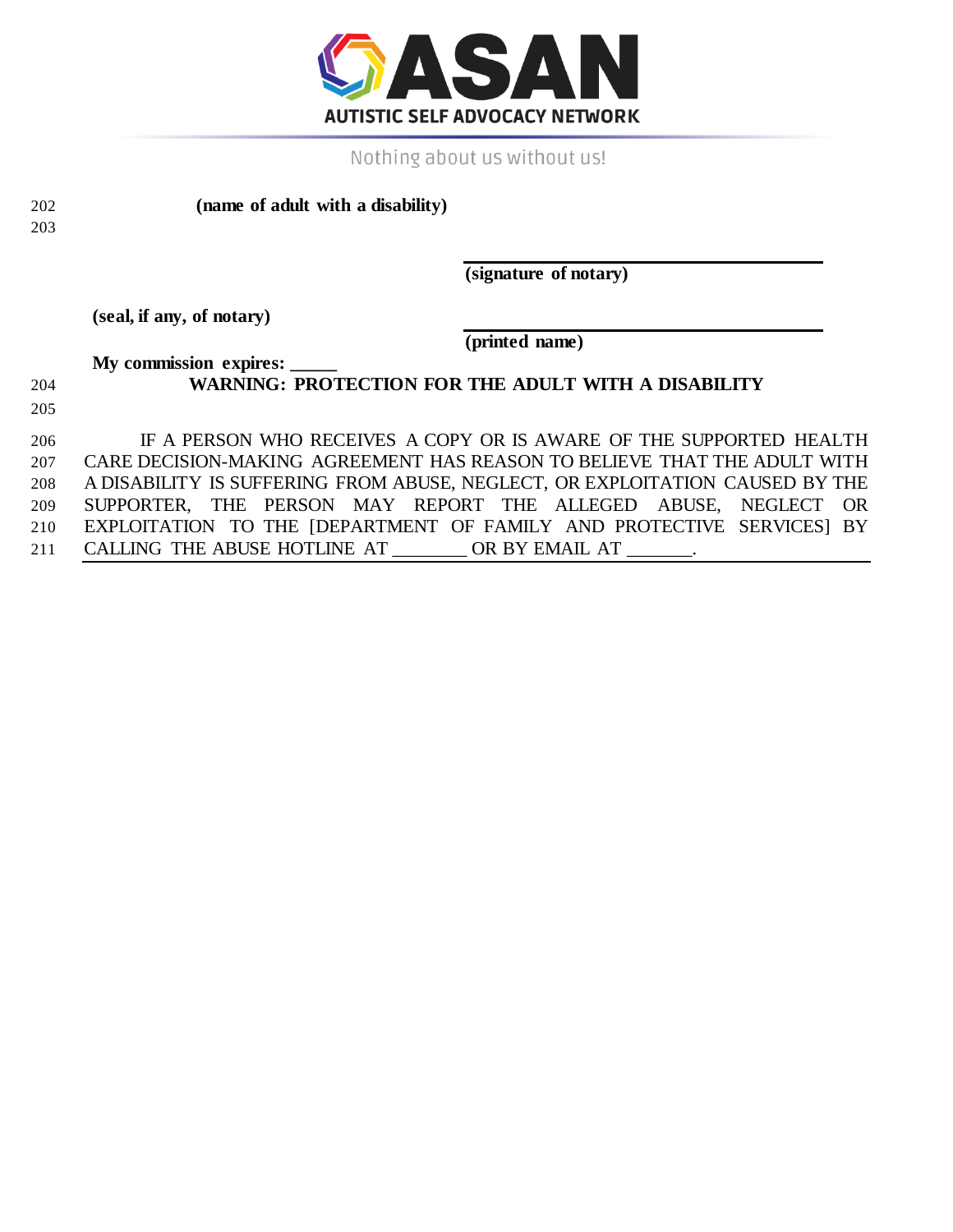**(name of adult with a disability)**

______________________________
**(signature of notary)**

**(seal, if any, of notary)**

______________________________
**(printed name)**

**My commission expires: _____**

**WARNING: PROTECTION FOR THE ADULT WITH A DISABILITY**

IF A PERSON WHO RECEIVES A COPY OR IS AWARE OF THE SUPPORTED HEALTH CARE DECISION-MAKING AGREEMENT HAS REASON TO BELIEVE THAT THE ADULT WITH A DISABILITY IS SUFFERING FROM ABUSE, NEGLECT, OR EXPLOITATION CAUSED BY THE SUPPORTER, THE PERSON MAY REPORT THE ALLEGED ABUSE, NEGLECT OR EXPLOITATION TO THE [DEPARTMENT OF FAMILY AND PROTECTIVE SERVICES] BY CALLING THE ABUSE HOTLINE AT ________ OR BY EMAIL AT _______.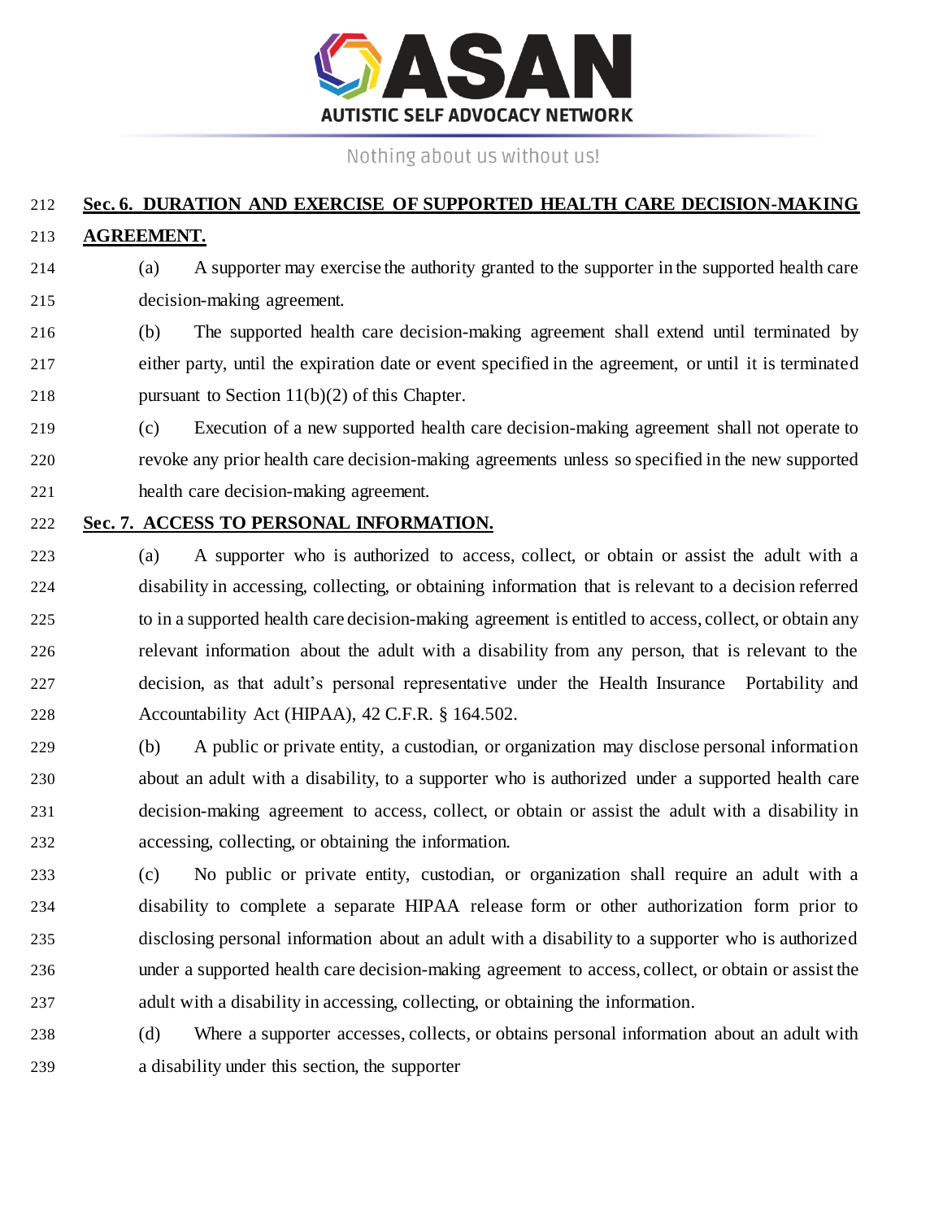**Sec. 6. DURATION AND EXERCISE OF SUPPORTED HEALTH CARE DECISION-MAKING AGREEMENT.**

(a) A supporter may exercise the authority granted to the supporter in the supported health care decision-making agreement.

(b) The supported health care decision-making agreement shall extend until terminated by either party, until the expiration date or event specified in the agreement, or until it is terminated pursuant to Section 11(b)(2) of this Chapter.

(c) Execution of a new supported health care decision-making agreement shall not operate to revoke any prior health care decision-making agreements unless so specified in the new supported health care decision-making agreement.

**Sec. 7. ACCESS TO PERSONAL INFORMATION.**

(a) A supporter who is authorized to access, collect, or obtain or assist the adult with a disability in accessing, collecting, or obtaining information that is relevant to a decision referred to in a supported health care decision-making agreement is entitled to access, collect, or obtain any relevant information about the adult with a disability from any person, that is relevant to the decision, as that adult's personal representative under the Health Insurance Portability and Accountability Act (HIPAA), 42 C.F.R. § 164.502.

(b) A public or private entity, a custodian, or organization may disclose personal information about an adult with a disability, to a supporter who is authorized under a supported health care decision-making agreement to access, collect, or obtain or assist the adult with a disability in accessing, collecting, or obtaining the information.

(c) No public or private entity, custodian, or organization shall require an adult with a disability to complete a separate HIPAA release form or other authorization form prior to disclosing personal information about an adult with a disability to a supporter who is authorized under a supported health care decision-making agreement to access, collect, or obtain or assist the adult with a disability in accessing, collecting, or obtaining the information.

(d) Where a supporter accesses, collects, or obtains personal information about an adult with a disability under this section, the supporter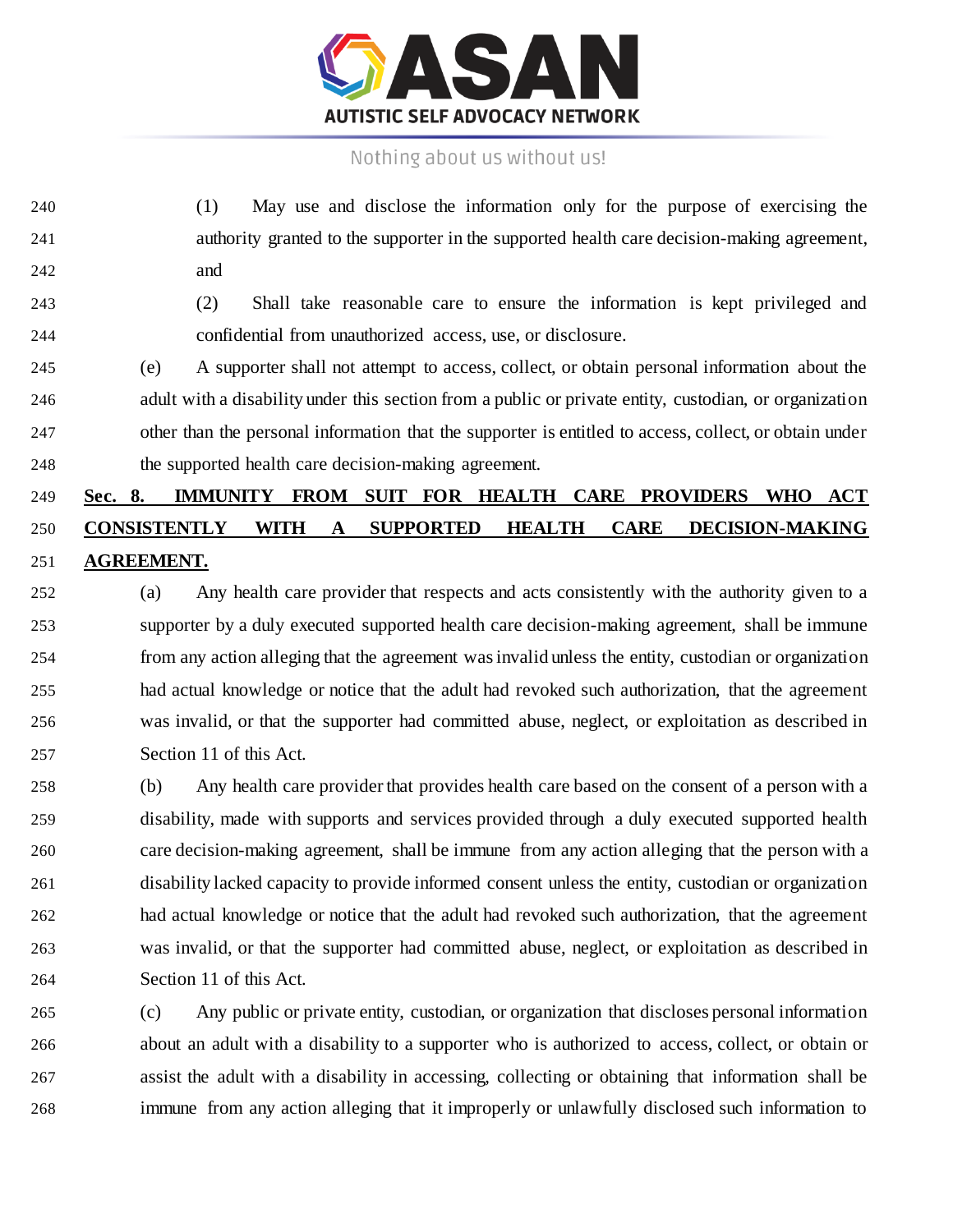(1) May use and disclose the information only for the purpose of exercising the authority granted to the supporter in the supported health care decision-making agreement, and

(2) Shall take reasonable care to ensure the information is kept privileged and confidential from unauthorized access, use, or disclosure.

(e) A supporter shall not attempt to access, collect, or obtain personal information about the adult with a disability under this section from a public or private entity, custodian, or organization other than the personal information that the supporter is entitled to access, collect, or obtain under the supported health care decision-making agreement.

**Sec. 8. IMMUNITY FROM SUIT FOR HEALTH CARE PROVIDERS WHO ACT CONSISTENTLY WITH A SUPPORTED HEALTH CARE DECISION-MAKING AGREEMENT.**

(a) Any health care provider that respects and acts consistently with the authority given to a supporter by a duly executed supported health care decision-making agreement, shall be immune from any action alleging that the agreement was invalid unless the entity, custodian or organization had actual knowledge or notice that the adult had revoked such authorization, that the agreement was invalid, or that the supporter had committed abuse, neglect, or exploitation as described in Section 11 of this Act.

(b) Any health care provider that provides health care based on the consent of a person with a disability, made with supports and services provided through a duly executed supported health care decision-making agreement, shall be immune from any action alleging that the person with a disability lacked capacity to provide informed consent unless the entity, custodian or organization had actual knowledge or notice that the adult had revoked such authorization, that the agreement was invalid, or that the supporter had committed abuse, neglect, or exploitation as described in Section 11 of this Act.

(c) Any public or private entity, custodian, or organization that discloses personal information about an adult with a disability to a supporter who is authorized to access, collect, or obtain or assist the adult with a disability in accessing, collecting or obtaining that information shall be immune from any action alleging that it improperly or unlawfully disclosed such information to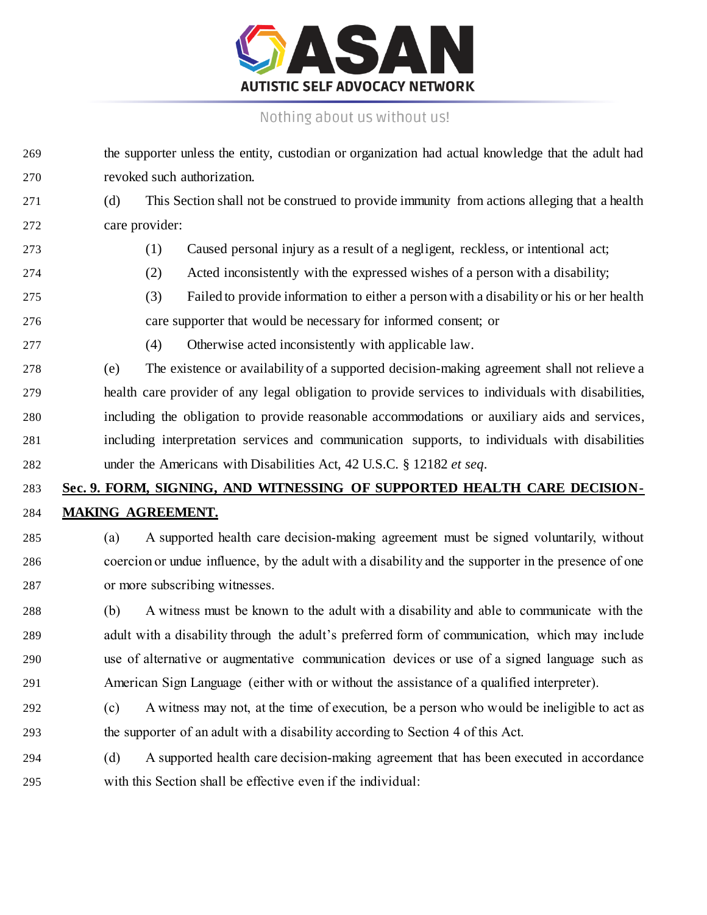the supporter unless the entity, custodian or organization had actual knowledge that the adult had revoked such authorization.

(d) This Section shall not be construed to provide immunity from actions alleging that a health care provider:

(1) Caused personal injury as a result of a negligent, reckless, or intentional act;

(2) Acted inconsistently with the expressed wishes of a person with a disability;

(3) Failed to provide information to either a person with a disability or his or her health care supporter that would be necessary for informed consent; or

(4) Otherwise acted inconsistently with applicable law.

(e) The existence or availability of a supported decision-making agreement shall not relieve a health care provider of any legal obligation to provide services to individuals with disabilities, including the obligation to provide reasonable accommodations or auxiliary aids and services, including interpretation services and communication supports, to individuals with disabilities under the Americans with Disabilities Act, 42 U.S.C. § 12182 *et seq*.

**Sec. 9. FORM, SIGNING, AND WITNESSING OF SUPPORTED HEALTH CARE DECISION-MAKING AGREEMENT.**

(a) A supported health care decision-making agreement must be signed voluntarily, without coercion or undue influence, by the adult with a disability and the supporter in the presence of one or more subscribing witnesses.

(b) A witness must be known to the adult with a disability and able to communicate with the adult with a disability through the adult's preferred form of communication, which may include use of alternative or augmentative communication devices or use of a signed language such as American Sign Language (either with or without the assistance of a qualified interpreter).

(c) A witness may not, at the time of execution, be a person who would be ineligible to act as the supporter of an adult with a disability according to Section 4 of this Act.

(d) A supported health care decision-making agreement that has been executed in accordance with this Section shall be effective even if the individual: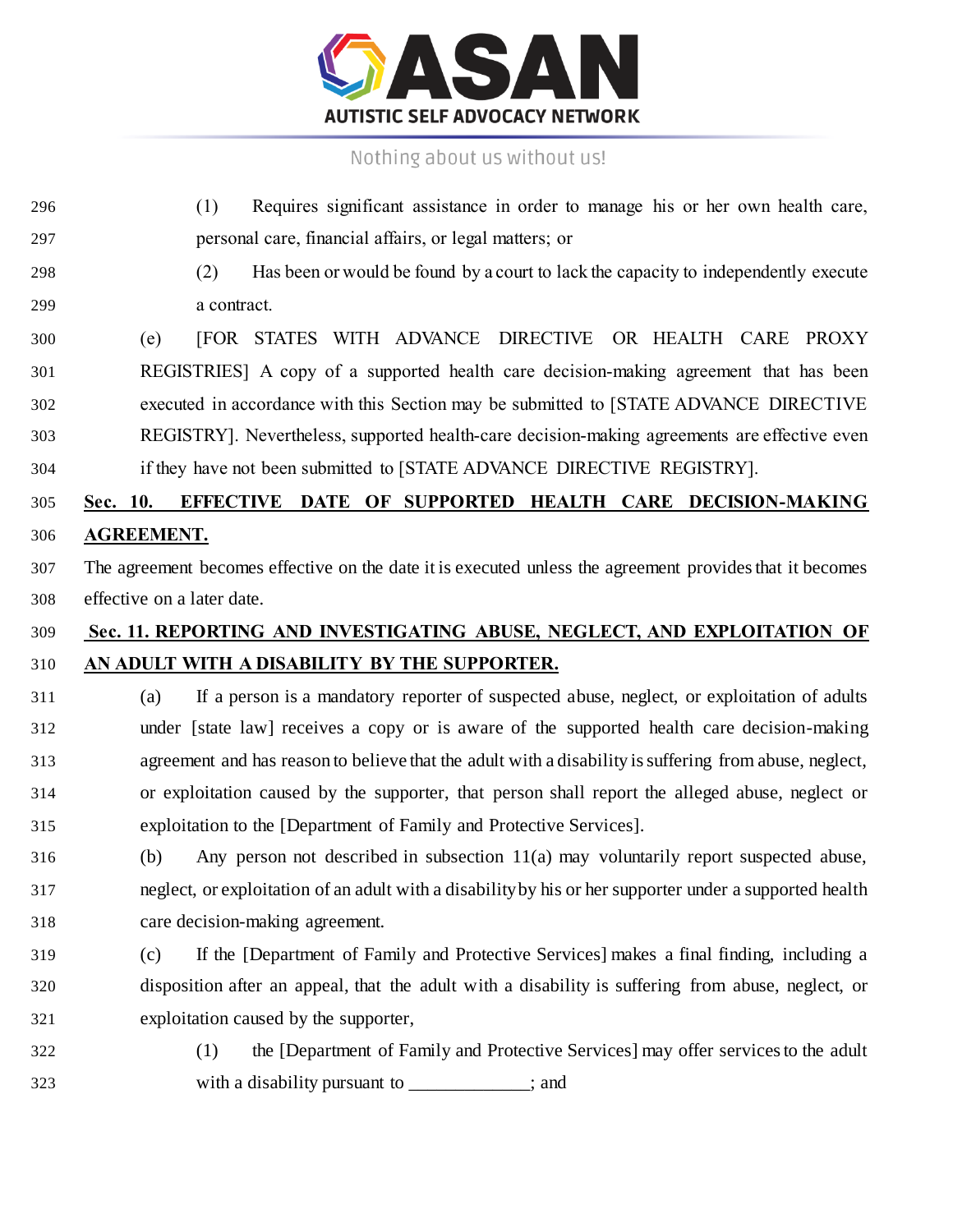(1) Requires significant assistance in order to manage his or her own health care, personal care, financial affairs, or legal matters; or

(2) Has been or would be found by a court to lack the capacity to independently execute a contract.

(e) [FOR STATES WITH ADVANCE DIRECTIVE OR HEALTH CARE PROXY REGISTRIES] A copy of a supported health care decision-making agreement that has been executed in accordance with this Section may be submitted to [STATE ADVANCE DIRECTIVE REGISTRY]. Nevertheless, supported health-care decision-making agreements are effective even if they have not been submitted to [STATE ADVANCE DIRECTIVE REGISTRY].

**Sec. 10. EFFECTIVE DATE OF SUPPORTED HEALTH CARE DECISION-MAKING AGREEMENT.**

The agreement becomes effective on the date it is executed unless the agreement provides that it becomes effective on a later date.

**Sec. 11. REPORTING AND INVESTIGATING ABUSE, NEGLECT, AND EXPLOITATION OF AN ADULT WITH A DISABILITY BY THE SUPPORTER.**

(a) If a person is a mandatory reporter of suspected abuse, neglect, or exploitation of adults under [state law] receives a copy or is aware of the supported health care decision-making agreement and has reason to believe that the adult with a disability is suffering from abuse, neglect, or exploitation caused by the supporter, that person shall report the alleged abuse, neglect or exploitation to the [Department of Family and Protective Services].

(b) Any person not described in subsection 11(a) may voluntarily report suspected abuse, neglect, or exploitation of an adult with a disability by his or her supporter under a supported health care decision-making agreement.

(c) If the [Department of Family and Protective Services] makes a final finding, including a disposition after an appeal, that the adult with a disability is suffering from abuse, neglect, or exploitation caused by the supporter,

(1) the [Department of Family and Protective Services] may offer services to the adult with a disability pursuant to _____________; and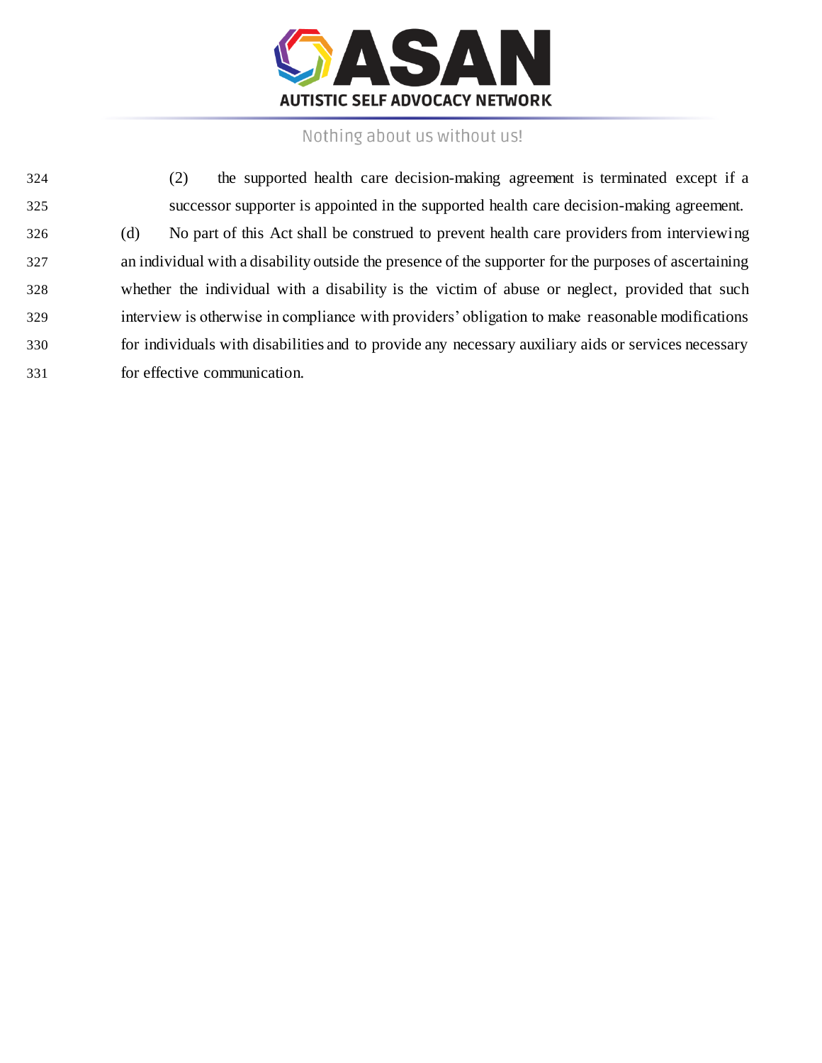(2) the supported health care decision-making agreement is terminated except if a successor supporter is appointed in the supported health care decision-making agreement.

(d) No part of this Act shall be construed to prevent health care providers from interviewing an individual with a disability outside the presence of the supporter for the purposes of ascertaining whether the individual with a disability is the victim of abuse or neglect, provided that such interview is otherwise in compliance with providers' obligation to make reasonable modifications for individuals with disabilities and to provide any necessary auxiliary aids or services necessary for effective communication.